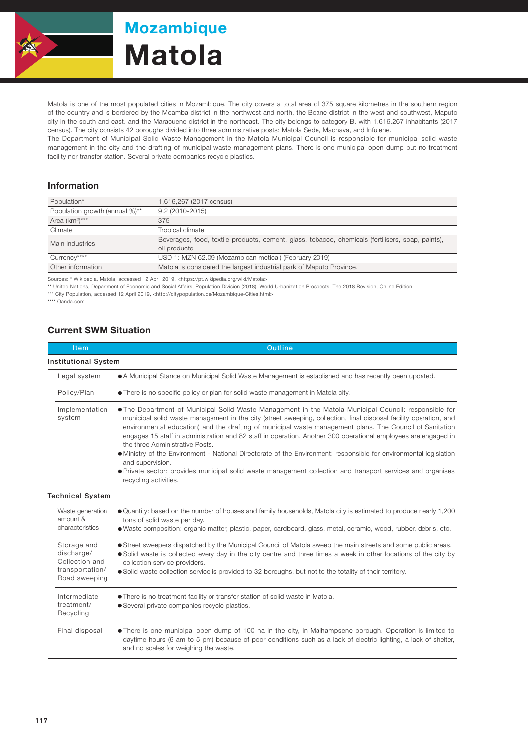# Mozambique

# Matola

Matola is one of the most populated cities in Mozambique. The city covers a total area of 375 square kilometres in the southern region of the country and is bordered by the Moamba district in the northwest and north, the Boane district in the west and southwest, Maputo city in the south and east, and the Maracuene district in the northeast. The city belongs to category B, with 1,616,267 inhabitants (2017 census). The city consists 42 boroughs divided into three administrative posts: Matola Sede, Machava, and Infulene.

The Department of Municipal Solid Waste Management in the Matola Municipal Council is responsible for municipal solid waste management in the city and the drafting of municipal waste management plans. There is one municipal open dump but no treatment facility nor transfer station. Several private companies recycle plastics.

## Information

| | |
|---|---|
| Population* | 1,616,267 (2017 census) |
| Population growth (annual %)** | 9.2 (2010-2015) |
| Area (km²)*** | 375 |
| Climate | Tropical climate |
| Main industries | Beverages, food, textile products, cement, glass, tobacco, chemicals (fertilisers, soap, paints), oil products |
| Currency**** | USD 1: MZN 62.09 (Mozambican metical) (February 2019) |
| Other information | Matola is considered the largest industrial park of Maputo Province. |

Sources: * Wikipedia, Matola, accessed 12 April 2019, <https://pt.wikipedia.org/wiki/Matola>
** United Nations, Department of Economic and Social Affairs, Population Division (2018). World Urbanization Prospects: The 2018 Revision, Online Edition.
*** City Population, accessed 12 April 2019, <http://citypopulation.de/Mozambique-Cities.html>
**** Oanda.com

## Current SWM Situation

| Item | Outline |
|---|---|
| **Institutional System** | |
| Legal system | ● A Municipal Stance on Municipal Solid Waste Management is established and has recently been updated. |
| Policy/Plan | ● There is no specific policy or plan for solid waste management in Matola city. |
| Implementation system | ● The Department of Municipal Solid Waste Management in the Matola Municipal Council: responsible for municipal solid waste management in the city (street sweeping, collection, final disposal facility operation, and environmental education) and the drafting of municipal waste management plans. The Council of Sanitation engages 15 staff in administration and 82 staff in operation. Another 300 operational employees are engaged in the three Administrative Posts.<br>● Ministry of the Environment - National Directorate of the Environment: responsible for environmental legislation and supervision.<br>● Private sector: provides municipal solid waste management collection and transport services and organises recycling activities. |
| **Technical System** | |
| Waste generation amount & characteristics | ● Quantity: based on the number of houses and family households, Matola city is estimated to produce nearly 1,200 tons of solid waste per day.<br>● Waste composition: organic matter, plastic, paper, cardboard, glass, metal, ceramic, wood, rubber, debris, etc. |
| Storage and discharge/ Collection and transportation/ Road sweeping | ● Street sweepers dispatched by the Municipal Council of Matola sweep the main streets and some public areas.<br>● Solid waste is collected every day in the city centre and three times a week in other locations of the city by collection service providers.<br>● Solid waste collection service is provided to 32 boroughs, but not to the totality of their territory. |
| Intermediate treatment/ Recycling | ● There is no treatment facility or transfer station of solid waste in Matola.<br>● Several private companies recycle plastics. |
| Final disposal | ● There is one municipal open dump of 100 ha in the city, in Malhampsene borough. Operation is limited to daytime hours (6 am to 5 pm) because of poor conditions such as a lack of electric lighting, a lack of shelter, and no scales for weighing the waste. |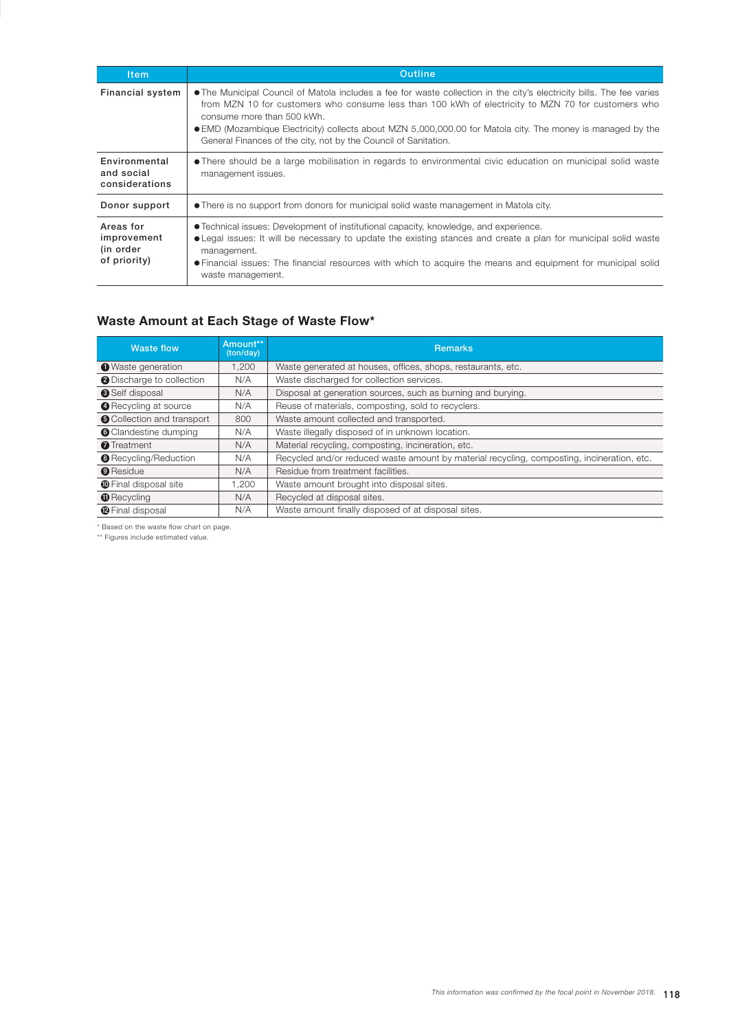| Item | Outline |
|---|---|
| Financial system | ● The Municipal Council of Matola includes a fee for waste collection in the city's electricity bills. The fee varies from MZN 10 for customers who consume less than 100 kWh of electricity to MZN 70 for customers who consume more than 500 kWh.<br>● EMD (Mozambique Electricity) collects about MZN 5,000,000.00 for Matola city. The money is managed by the General Finances of the city, not by the Council of Sanitation. |
| Environmental and social considerations | ● There should be a large mobilisation in regards to environmental civic education on municipal solid waste management issues. |
| Donor support | ● There is no support from donors for municipal solid waste management in Matola city. |
| Areas for improvement (in order of priority) | ● Technical issues: Development of institutional capacity, knowledge, and experience.<br>● Legal issues: It will be necessary to update the existing stances and create a plan for municipal solid waste management.<br>● Financial issues: The financial resources with which to acquire the means and equipment for municipal solid waste management. |

## Waste Amount at Each Stage of Waste Flow*

| Waste flow | Amount** (ton/day) | Remarks |
|---|---|---|
| ❶ Waste generation | 1,200 | Waste generated at houses, offices, shops, restaurants, etc. |
| ❷ Discharge to collection | N/A | Waste discharged for collection services. |
| ❸ Self disposal | N/A | Disposal at generation sources, such as burning and burying. |
| ❹ Recycling at source | N/A | Reuse of materials, composting, sold to recyclers. |
| ❺ Collection and transport | 800 | Waste amount collected and transported. |
| ❻ Clandestine dumping | N/A | Waste illegally disposed of in unknown location. |
| ❼ Treatment | N/A | Material recycling, composting, incineration, etc. |
| ❽ Recycling/Reduction | N/A | Recycled and/or reduced waste amount by material recycling, composting, incineration, etc. |
| ❾ Residue | N/A | Residue from treatment facilities. |
| ❿ Final disposal site | 1,200 | Waste amount brought into disposal sites. |
| ⓫ Recycling | N/A | Recycled at disposal sites. |
| ⓬ Final disposal | N/A | Waste amount finally disposed of at disposal sites. |

\* Based on the waste flow chart on page.

\*\* Figures include estimated value.

*This information was confirmed by the focal point in November 2018.*